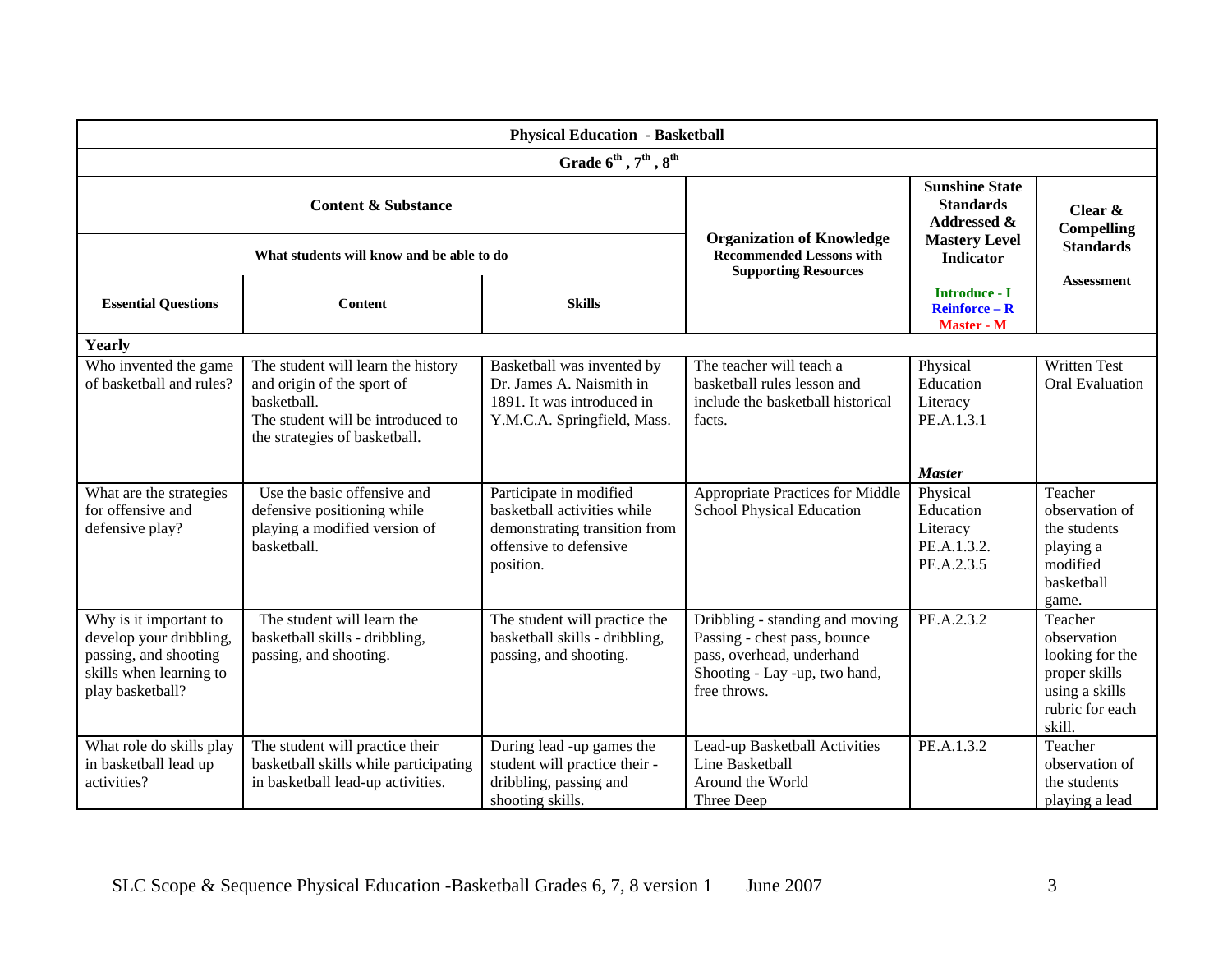| Physical Education - Basketball | | | | | |
|---|---|---|---|---|---|
| Grade $6^{th}$, $7^{th}$, $8^{th}$ | | | | | |
| **Content & Substance**<br>What students will know and be able to do | | | **Organization of Knowledge**<br>Recommended Lessons with Supporting Resources | **Sunshine State Standards Addressed & Mastery Level Indicator**<br>Introduce - I<br>Reinforce – R<br>Master - M | **Clear & Compelling Standards**<br>Assessment |
| **Essential Questions** | **Content** | **Skills** | | | |
| **Yearly** | | | | | |
| Who invented the game of basketball and rules? | The student will learn the history and origin of the sport of basketball.<br>The student will be introduced to the strategies of basketball. | Basketball was invented by Dr. James A. Naismith in 1891. It was introduced in Y.M.C.A. Springfield, Mass. | The teacher will teach a basketball rules lesson and include the basketball historical facts. | Physical Education Literacy PE.A.1.3.1<br>***Master*** | Written Test<br>Oral Evaluation |
| What are the strategies for offensive and defensive play? | Use the basic offensive and defensive positioning while playing a modified version of basketball. | Participate in modified basketball activities while demonstrating transition from offensive to defensive position. | Appropriate Practices for Middle School Physical Education | Physical Education Literacy PE.A.1.3.2. PE.A.2.3.5 | Teacher observation of the students playing a modified basketball game. |
| Why is it important to develop your dribbling, passing, and shooting skills when learning to play basketball? | The student will learn the basketball skills - dribbling, passing, and shooting. | The student will practice the basketball skills - dribbling, passing, and shooting. | Dribbling - standing and moving<br>Passing - chest pass, bounce pass, overhead, underhand<br>Shooting - Lay -up, two hand, free throws. | PE.A.2.3.2 | Teacher observation looking for the proper skills using a skills rubric for each skill. |
| What role do skills play in basketball lead up activities? | The student will practice their basketball skills while participating in basketball lead-up activities. | During lead -up games the student will practice their - dribbling, passing and shooting skills. | Lead-up Basketball Activities<br>Line Basketball<br>Around the World<br>Three Deep | PE.A.1.3.2 | Teacher observation of the students playing a lead |

SLC Scope & Sequence Physical Education -Basketball Grades 6, 7, 8 version 1 June 2007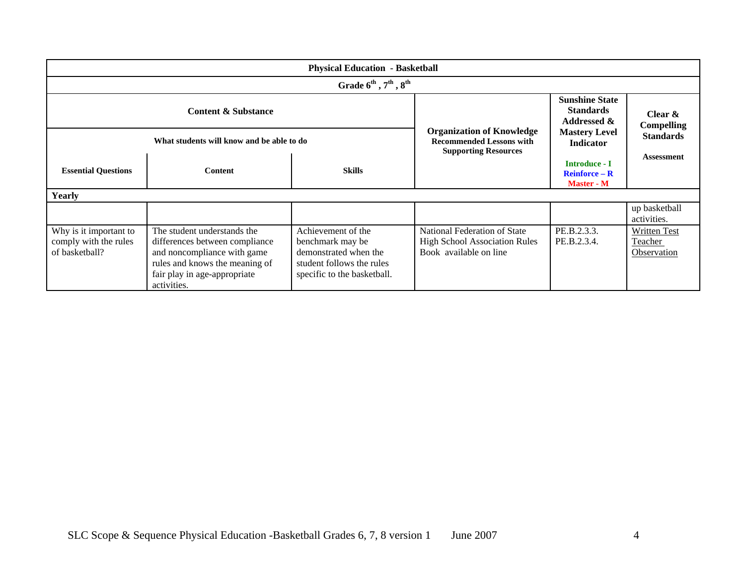| Physical Education - Basketball | | | | | |
|---|---|---|---|---|---|
| Grade 6th, 7th, 8th | | | | | |
| Content & Substance | | | Organization of Knowledge Recommended Lessons with Supporting Resources | Sunshine State Standards Addressed & Mastery Level Indicator | Clear & Compelling Standards |
| What students will know and be able to do | | | | Introduce - I Reinforce – R Master - M | Assessment |
| **Essential Questions** | **Content** | **Skills** | | | |
| **Yearly** | | | | | |
| | | | | | up basketball activities. |
| Why is it important to comply with the rules of basketball? | The student understands the differences between compliance and noncompliance with game rules and knows the meaning of fair play in age-appropriate activities. | Achievement of the benchmark may be demonstrated when the student follows the rules specific to the basketball. | National Federation of State High School Association Rules Book available on line | PE.B.2.3.3. PE.B.2.3.4. | Written Test Teacher Observation |

SLC Scope & Sequence Physical Education -Basketball Grades 6, 7, 8 version 1 June 2007